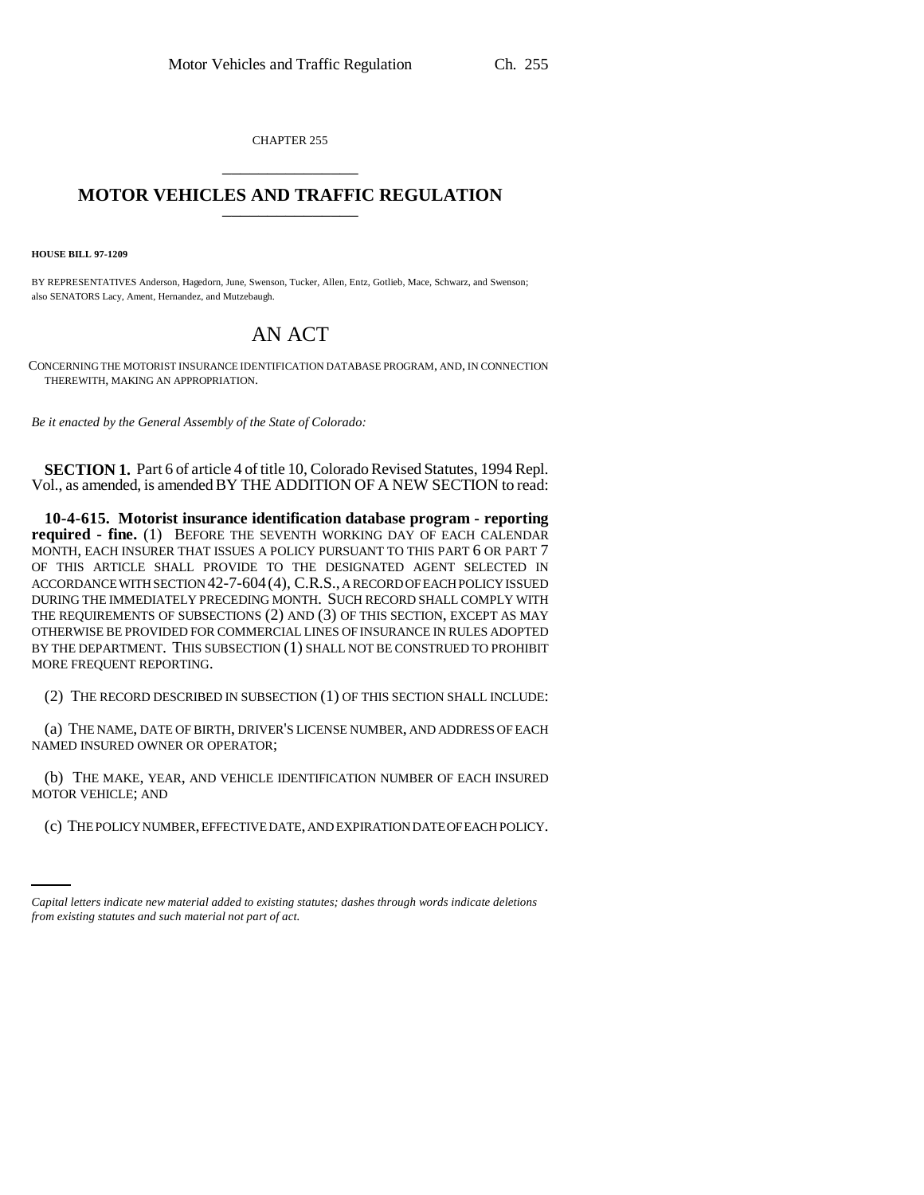CHAPTER 255

# MOTOR VEHICLES AND TRAFFIC REGULATION

**HOUSE BILL 97-1209**

BY REPRESENTATIVES Anderson, Hagedorn, June, Swenson, Tucker, Allen, Entz, Gotlieb, Mace, Schwarz, and Swenson;
also SENATORS Lacy, Ament, Hernandez, and Mutzebaugh.

# AN ACT

CONCERNING THE MOTORIST INSURANCE IDENTIFICATION DATABASE PROGRAM, AND, IN CONNECTION THEREWITH, MAKING AN APPROPRIATION.

*Be it enacted by the General Assembly of the State of Colorado:*

**SECTION 1.** Part 6 of article 4 of title 10, Colorado Revised Statutes, 1994 Repl. Vol., as amended, is amended BY THE ADDITION OF A NEW SECTION to read:

**10-4-615. Motorist insurance identification database program - reporting required - fine.** (1) BEFORE THE SEVENTH WORKING DAY OF EACH CALENDAR MONTH, EACH INSURER THAT ISSUES A POLICY PURSUANT TO THIS PART 6 OR PART 7 OF THIS ARTICLE SHALL PROVIDE TO THE DESIGNATED AGENT SELECTED IN ACCORDANCE WITH SECTION 42-7-604 (4), C.R.S., A RECORD OF EACH POLICY ISSUED DURING THE IMMEDIATELY PRECEDING MONTH. SUCH RECORD SHALL COMPLY WITH THE REQUIREMENTS OF SUBSECTIONS (2) AND (3) OF THIS SECTION, EXCEPT AS MAY OTHERWISE BE PROVIDED FOR COMMERCIAL LINES OF INSURANCE IN RULES ADOPTED BY THE DEPARTMENT. THIS SUBSECTION (1) SHALL NOT BE CONSTRUED TO PROHIBIT MORE FREQUENT REPORTING.

(2) THE RECORD DESCRIBED IN SUBSECTION (1) OF THIS SECTION SHALL INCLUDE:

(a) THE NAME, DATE OF BIRTH, DRIVER'S LICENSE NUMBER, AND ADDRESS OF EACH NAMED INSURED OWNER OR OPERATOR;

(b) THE MAKE, YEAR, AND VEHICLE IDENTIFICATION NUMBER OF EACH INSURED MOTOR VEHICLE; AND

(c) THE POLICY NUMBER, EFFECTIVE DATE, AND EXPIRATION DATE OF EACH POLICY.

*Capital letters indicate new material added to existing statutes; dashes through words indicate deletions from existing statutes and such material not part of act.*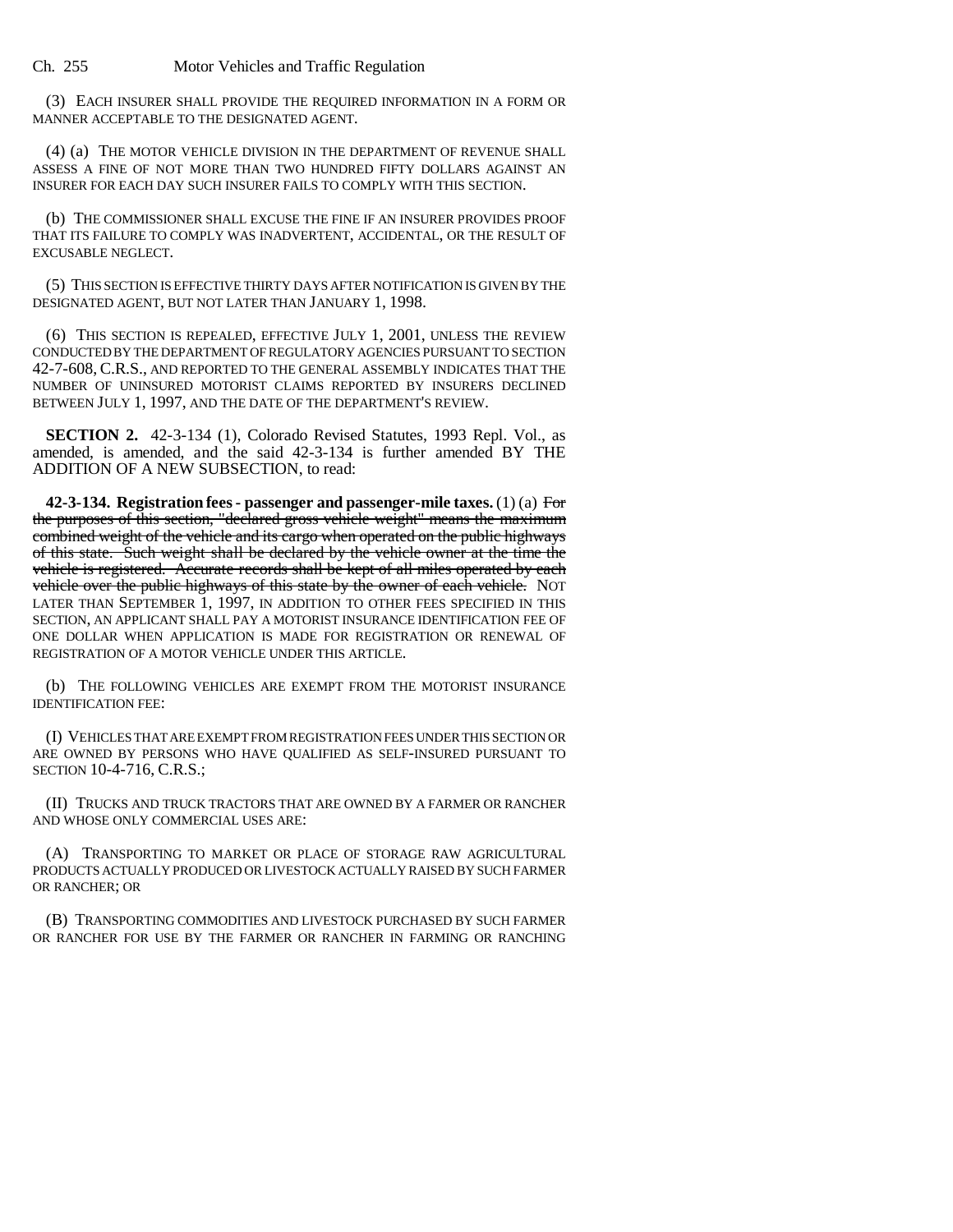(3) EACH INSURER SHALL PROVIDE THE REQUIRED INFORMATION IN A FORM OR MANNER ACCEPTABLE TO THE DESIGNATED AGENT.

(4) (a) THE MOTOR VEHICLE DIVISION IN THE DEPARTMENT OF REVENUE SHALL ASSESS A FINE OF NOT MORE THAN TWO HUNDRED FIFTY DOLLARS AGAINST AN INSURER FOR EACH DAY SUCH INSURER FAILS TO COMPLY WITH THIS SECTION.

(b) THE COMMISSIONER SHALL EXCUSE THE FINE IF AN INSURER PROVIDES PROOF THAT ITS FAILURE TO COMPLY WAS INADVERTENT, ACCIDENTAL, OR THE RESULT OF EXCUSABLE NEGLECT.

(5) THIS SECTION IS EFFECTIVE THIRTY DAYS AFTER NOTIFICATION IS GIVEN BY THE DESIGNATED AGENT, BUT NOT LATER THAN JANUARY 1, 1998.

(6) THIS SECTION IS REPEALED, EFFECTIVE JULY 1, 2001, UNLESS THE REVIEW CONDUCTED BY THE DEPARTMENT OF REGULATORY AGENCIES PURSUANT TO SECTION 42-7-608, C.R.S., AND REPORTED TO THE GENERAL ASSEMBLY INDICATES THAT THE NUMBER OF UNINSURED MOTORIST CLAIMS REPORTED BY INSURERS DECLINED BETWEEN JULY 1, 1997, AND THE DATE OF THE DEPARTMENT'S REVIEW.

**SECTION 2.** 42-3-134 (1), Colorado Revised Statutes, 1993 Repl. Vol., as amended, is amended, and the said 42-3-134 is further amended BY THE ADDITION OF A NEW SUBSECTION, to read:

**42-3-134. Registration fees - passenger and passenger-mile taxes.** (1) (a) ~~For the purposes of this section, "declared gross vehicle weight" means the maximum combined weight of the vehicle and its cargo when operated on the public highways of this state. Such weight shall be declared by the vehicle owner at the time the vehicle is registered. Accurate records shall be kept of all miles operated by each vehicle over the public highways of this state by the owner of each vehicle.~~ NOT LATER THAN SEPTEMBER 1, 1997, IN ADDITION TO OTHER FEES SPECIFIED IN THIS SECTION, AN APPLICANT SHALL PAY A MOTORIST INSURANCE IDENTIFICATION FEE OF ONE DOLLAR WHEN APPLICATION IS MADE FOR REGISTRATION OR RENEWAL OF REGISTRATION OF A MOTOR VEHICLE UNDER THIS ARTICLE.

(b) THE FOLLOWING VEHICLES ARE EXEMPT FROM THE MOTORIST INSURANCE IDENTIFICATION FEE:

(I) VEHICLES THAT ARE EXEMPT FROM REGISTRATION FEES UNDER THIS SECTION OR ARE OWNED BY PERSONS WHO HAVE QUALIFIED AS SELF-INSURED PURSUANT TO SECTION 10-4-716, C.R.S.;

(II) TRUCKS AND TRUCK TRACTORS THAT ARE OWNED BY A FARMER OR RANCHER AND WHOSE ONLY COMMERCIAL USES ARE:

(A) TRANSPORTING TO MARKET OR PLACE OF STORAGE RAW AGRICULTURAL PRODUCTS ACTUALLY PRODUCED OR LIVESTOCK ACTUALLY RAISED BY SUCH FARMER OR RANCHER; OR

(B) TRANSPORTING COMMODITIES AND LIVESTOCK PURCHASED BY SUCH FARMER OR RANCHER FOR USE BY THE FARMER OR RANCHER IN FARMING OR RANCHING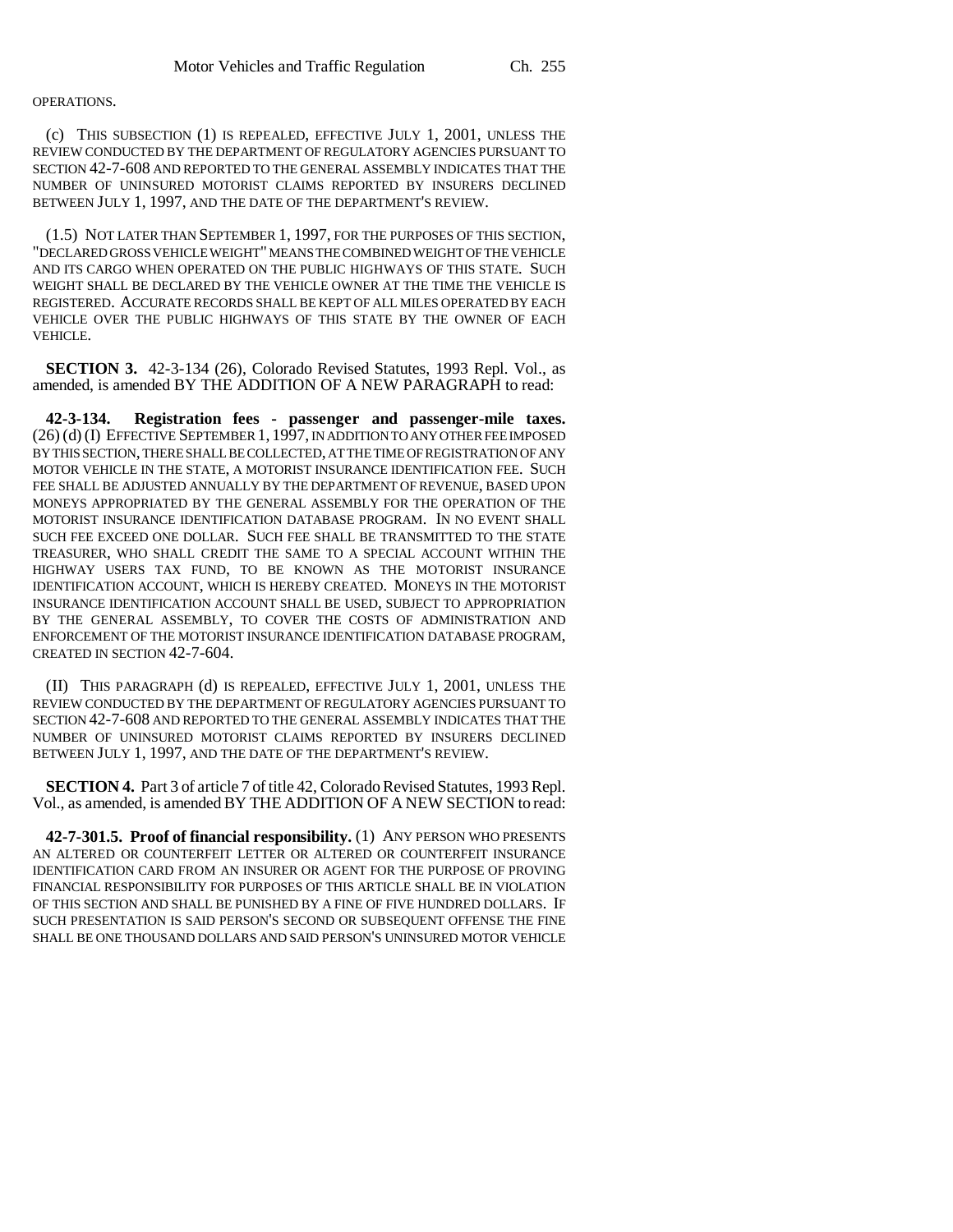OPERATIONS.

(c) THIS SUBSECTION (1) IS REPEALED, EFFECTIVE JULY 1, 2001, UNLESS THE REVIEW CONDUCTED BY THE DEPARTMENT OF REGULATORY AGENCIES PURSUANT TO SECTION 42-7-608 AND REPORTED TO THE GENERAL ASSEMBLY INDICATES THAT THE NUMBER OF UNINSURED MOTORIST CLAIMS REPORTED BY INSURERS DECLINED BETWEEN JULY 1, 1997, AND THE DATE OF THE DEPARTMENT'S REVIEW.

(1.5) NOT LATER THAN SEPTEMBER 1, 1997, FOR THE PURPOSES OF THIS SECTION, "DECLARED GROSS VEHICLE WEIGHT" MEANS THE COMBINED WEIGHT OF THE VEHICLE AND ITS CARGO WHEN OPERATED ON THE PUBLIC HIGHWAYS OF THIS STATE. SUCH WEIGHT SHALL BE DECLARED BY THE VEHICLE OWNER AT THE TIME THE VEHICLE IS REGISTERED. ACCURATE RECORDS SHALL BE KEPT OF ALL MILES OPERATED BY EACH VEHICLE OVER THE PUBLIC HIGHWAYS OF THIS STATE BY THE OWNER OF EACH VEHICLE.

**SECTION 3.** 42-3-134 (26), Colorado Revised Statutes, 1993 Repl. Vol., as amended, is amended BY THE ADDITION OF A NEW PARAGRAPH to read:

**42-3-134. Registration fees - passenger and passenger-mile taxes.** (26) (d) (I) EFFECTIVE SEPTEMBER 1, 1997, IN ADDITION TO ANY OTHER FEE IMPOSED BY THIS SECTION, THERE SHALL BE COLLECTED, AT THE TIME OF REGISTRATION OF ANY MOTOR VEHICLE IN THE STATE, A MOTORIST INSURANCE IDENTIFICATION FEE. SUCH FEE SHALL BE ADJUSTED ANNUALLY BY THE DEPARTMENT OF REVENUE, BASED UPON MONEYS APPROPRIATED BY THE GENERAL ASSEMBLY FOR THE OPERATION OF THE MOTORIST INSURANCE IDENTIFICATION DATABASE PROGRAM. IN NO EVENT SHALL SUCH FEE EXCEED ONE DOLLAR. SUCH FEE SHALL BE TRANSMITTED TO THE STATE TREASURER, WHO SHALL CREDIT THE SAME TO A SPECIAL ACCOUNT WITHIN THE HIGHWAY USERS TAX FUND, TO BE KNOWN AS THE MOTORIST INSURANCE IDENTIFICATION ACCOUNT, WHICH IS HEREBY CREATED. MONEYS IN THE MOTORIST INSURANCE IDENTIFICATION ACCOUNT SHALL BE USED, SUBJECT TO APPROPRIATION BY THE GENERAL ASSEMBLY, TO COVER THE COSTS OF ADMINISTRATION AND ENFORCEMENT OF THE MOTORIST INSURANCE IDENTIFICATION DATABASE PROGRAM, CREATED IN SECTION 42-7-604.

(II) THIS PARAGRAPH (d) IS REPEALED, EFFECTIVE JULY 1, 2001, UNLESS THE REVIEW CONDUCTED BY THE DEPARTMENT OF REGULATORY AGENCIES PURSUANT TO SECTION 42-7-608 AND REPORTED TO THE GENERAL ASSEMBLY INDICATES THAT THE NUMBER OF UNINSURED MOTORIST CLAIMS REPORTED BY INSURERS DECLINED BETWEEN JULY 1, 1997, AND THE DATE OF THE DEPARTMENT'S REVIEW.

**SECTION 4.** Part 3 of article 7 of title 42, Colorado Revised Statutes, 1993 Repl. Vol., as amended, is amended BY THE ADDITION OF A NEW SECTION to read:

**42-7-301.5. Proof of financial responsibility.** (1) ANY PERSON WHO PRESENTS AN ALTERED OR COUNTERFEIT LETTER OR ALTERED OR COUNTERFEIT INSURANCE IDENTIFICATION CARD FROM AN INSURER OR AGENT FOR THE PURPOSE OF PROVING FINANCIAL RESPONSIBILITY FOR PURPOSES OF THIS ARTICLE SHALL BE IN VIOLATION OF THIS SECTION AND SHALL BE PUNISHED BY A FINE OF FIVE HUNDRED DOLLARS. IF SUCH PRESENTATION IS SAID PERSON'S SECOND OR SUBSEQUENT OFFENSE THE FINE SHALL BE ONE THOUSAND DOLLARS AND SAID PERSON'S UNINSURED MOTOR VEHICLE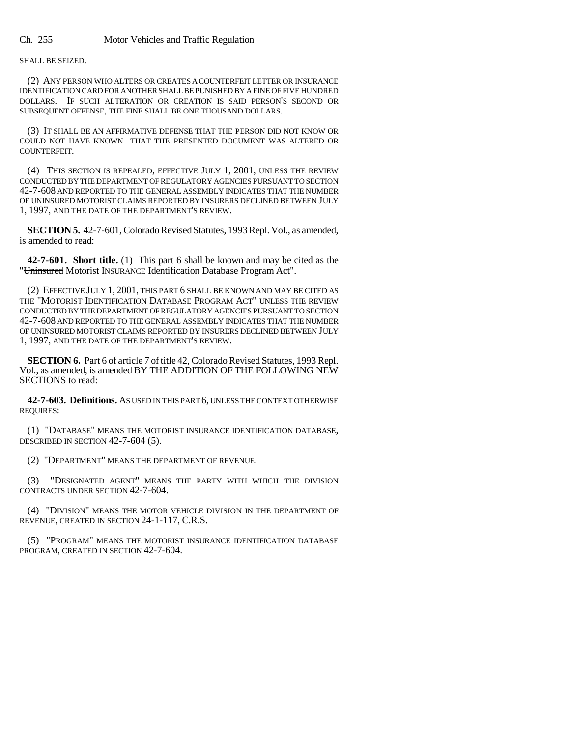SHALL BE SEIZED.

(2) ANY PERSON WHO ALTERS OR CREATES A COUNTERFEIT LETTER OR INSURANCE IDENTIFICATION CARD FOR ANOTHER SHALL BE PUNISHED BY A FINE OF FIVE HUNDRED DOLLARS. IF SUCH ALTERATION OR CREATION IS SAID PERSON'S SECOND OR SUBSEQUENT OFFENSE, THE FINE SHALL BE ONE THOUSAND DOLLARS.

(3) IT SHALL BE AN AFFIRMATIVE DEFENSE THAT THE PERSON DID NOT KNOW OR COULD NOT HAVE KNOWN THAT THE PRESENTED DOCUMENT WAS ALTERED OR COUNTERFEIT.

(4) THIS SECTION IS REPEALED, EFFECTIVE JULY 1, 2001, UNLESS THE REVIEW CONDUCTED BY THE DEPARTMENT OF REGULATORY AGENCIES PURSUANT TO SECTION 42-7-608 AND REPORTED TO THE GENERAL ASSEMBLY INDICATES THAT THE NUMBER OF UNINSURED MOTORIST CLAIMS REPORTED BY INSURERS DECLINED BETWEEN JULY 1, 1997, AND THE DATE OF THE DEPARTMENT'S REVIEW.

**SECTION 5.** 42-7-601, Colorado Revised Statutes, 1993 Repl. Vol., as amended, is amended to read:

**42-7-601. Short title.** (1) This part 6 shall be known and may be cited as the "~~Uninsured~~ Motorist INSURANCE Identification Database Program Act".

(2) EFFECTIVE JULY 1, 2001, THIS PART 6 SHALL BE KNOWN AND MAY BE CITED AS THE "MOTORIST IDENTIFICATION DATABASE PROGRAM ACT" UNLESS THE REVIEW CONDUCTED BY THE DEPARTMENT OF REGULATORY AGENCIES PURSUANT TO SECTION 42-7-608 AND REPORTED TO THE GENERAL ASSEMBLY INDICATES THAT THE NUMBER OF UNINSURED MOTORIST CLAIMS REPORTED BY INSURERS DECLINED BETWEEN JULY 1, 1997, AND THE DATE OF THE DEPARTMENT'S REVIEW.

**SECTION 6.** Part 6 of article 7 of title 42, Colorado Revised Statutes, 1993 Repl. Vol., as amended, is amended BY THE ADDITION OF THE FOLLOWING NEW SECTIONS to read:

**42-7-603. Definitions.** AS USED IN THIS PART 6, UNLESS THE CONTEXT OTHERWISE REQUIRES:

(1) "DATABASE" MEANS THE MOTORIST INSURANCE IDENTIFICATION DATABASE, DESCRIBED IN SECTION 42-7-604 (5).

(2) "DEPARTMENT" MEANS THE DEPARTMENT OF REVENUE.

(3) "DESIGNATED AGENT" MEANS THE PARTY WITH WHICH THE DIVISION CONTRACTS UNDER SECTION 42-7-604.

(4) "DIVISION" MEANS THE MOTOR VEHICLE DIVISION IN THE DEPARTMENT OF REVENUE, CREATED IN SECTION 24-1-117, C.R.S.

(5) "PROGRAM" MEANS THE MOTORIST INSURANCE IDENTIFICATION DATABASE PROGRAM, CREATED IN SECTION 42-7-604.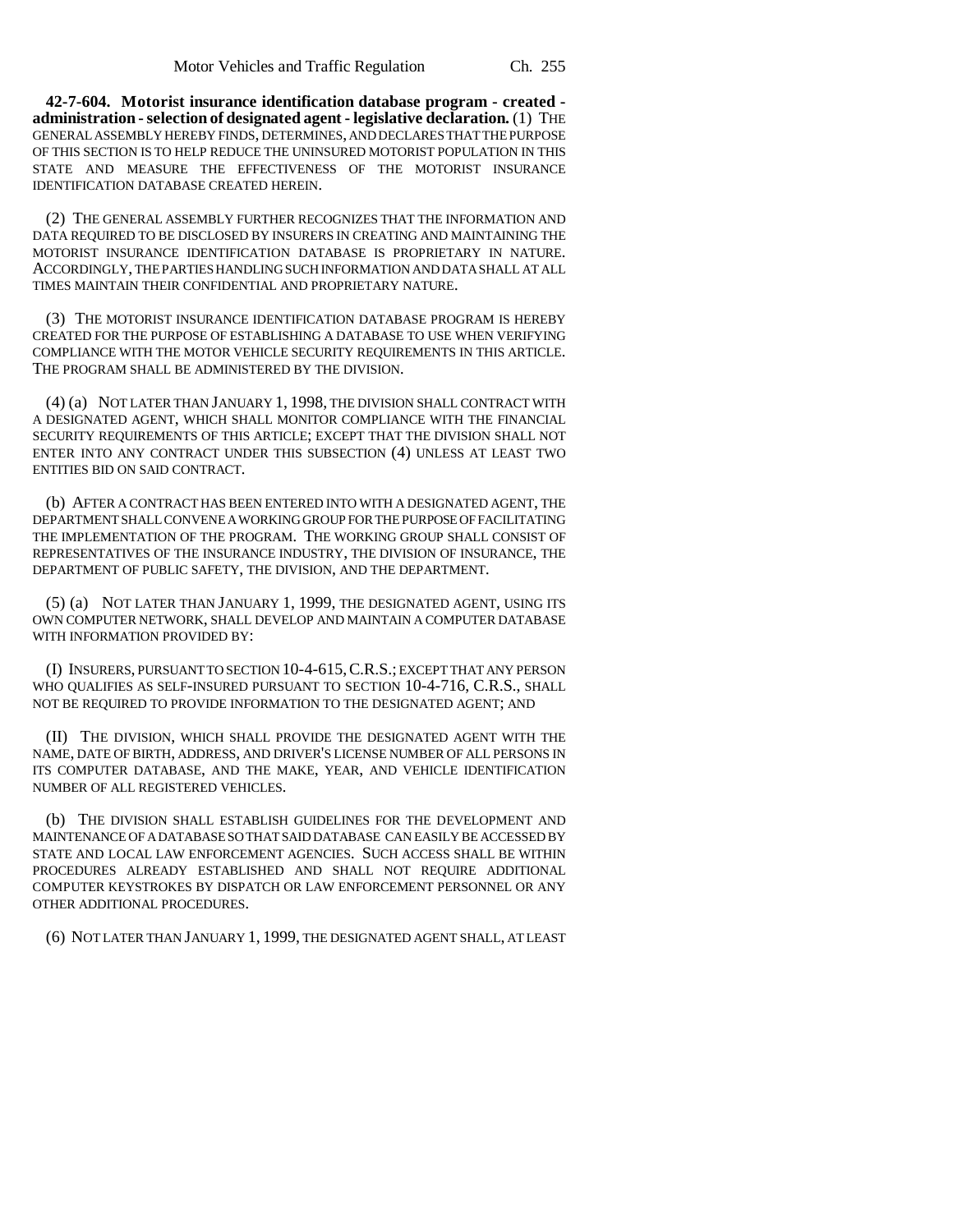**42-7-604. Motorist insurance identification database program - created - administration - selection of designated agent - legislative declaration.** (1) THE GENERAL ASSEMBLY HEREBY FINDS, DETERMINES, AND DECLARES THAT THE PURPOSE OF THIS SECTION IS TO HELP REDUCE THE UNINSURED MOTORIST POPULATION IN THIS STATE AND MEASURE THE EFFECTIVENESS OF THE MOTORIST INSURANCE IDENTIFICATION DATABASE CREATED HEREIN.

(2) THE GENERAL ASSEMBLY FURTHER RECOGNIZES THAT THE INFORMATION AND DATA REQUIRED TO BE DISCLOSED BY INSURERS IN CREATING AND MAINTAINING THE MOTORIST INSURANCE IDENTIFICATION DATABASE IS PROPRIETARY IN NATURE. ACCORDINGLY, THE PARTIES HANDLING SUCH INFORMATION AND DATA SHALL AT ALL TIMES MAINTAIN THEIR CONFIDENTIAL AND PROPRIETARY NATURE.

(3) THE MOTORIST INSURANCE IDENTIFICATION DATABASE PROGRAM IS HEREBY CREATED FOR THE PURPOSE OF ESTABLISHING A DATABASE TO USE WHEN VERIFYING COMPLIANCE WITH THE MOTOR VEHICLE SECURITY REQUIREMENTS IN THIS ARTICLE. THE PROGRAM SHALL BE ADMINISTERED BY THE DIVISION.

(4) (a) NOT LATER THAN JANUARY 1, 1998, THE DIVISION SHALL CONTRACT WITH A DESIGNATED AGENT, WHICH SHALL MONITOR COMPLIANCE WITH THE FINANCIAL SECURITY REQUIREMENTS OF THIS ARTICLE; EXCEPT THAT THE DIVISION SHALL NOT ENTER INTO ANY CONTRACT UNDER THIS SUBSECTION (4) UNLESS AT LEAST TWO ENTITIES BID ON SAID CONTRACT.

(b) AFTER A CONTRACT HAS BEEN ENTERED INTO WITH A DESIGNATED AGENT, THE DEPARTMENT SHALL CONVENE A WORKING GROUP FOR THE PURPOSE OF FACILITATING THE IMPLEMENTATION OF THE PROGRAM. THE WORKING GROUP SHALL CONSIST OF REPRESENTATIVES OF THE INSURANCE INDUSTRY, THE DIVISION OF INSURANCE, THE DEPARTMENT OF PUBLIC SAFETY, THE DIVISION, AND THE DEPARTMENT.

(5) (a) NOT LATER THAN JANUARY 1, 1999, THE DESIGNATED AGENT, USING ITS OWN COMPUTER NETWORK, SHALL DEVELOP AND MAINTAIN A COMPUTER DATABASE WITH INFORMATION PROVIDED BY:

(I) INSURERS, PURSUANT TO SECTION 10-4-615, C.R.S.; EXCEPT THAT ANY PERSON WHO QUALIFIES AS SELF-INSURED PURSUANT TO SECTION 10-4-716, C.R.S., SHALL NOT BE REQUIRED TO PROVIDE INFORMATION TO THE DESIGNATED AGENT; AND

(II) THE DIVISION, WHICH SHALL PROVIDE THE DESIGNATED AGENT WITH THE NAME, DATE OF BIRTH, ADDRESS, AND DRIVER'S LICENSE NUMBER OF ALL PERSONS IN ITS COMPUTER DATABASE, AND THE MAKE, YEAR, AND VEHICLE IDENTIFICATION NUMBER OF ALL REGISTERED VEHICLES.

(b) THE DIVISION SHALL ESTABLISH GUIDELINES FOR THE DEVELOPMENT AND MAINTENANCE OF A DATABASE SO THAT SAID DATABASE CAN EASILY BE ACCESSED BY STATE AND LOCAL LAW ENFORCEMENT AGENCIES. SUCH ACCESS SHALL BE WITHIN PROCEDURES ALREADY ESTABLISHED AND SHALL NOT REQUIRE ADDITIONAL COMPUTER KEYSTROKES BY DISPATCH OR LAW ENFORCEMENT PERSONNEL OR ANY OTHER ADDITIONAL PROCEDURES.

(6) NOT LATER THAN JANUARY 1, 1999, THE DESIGNATED AGENT SHALL, AT LEAST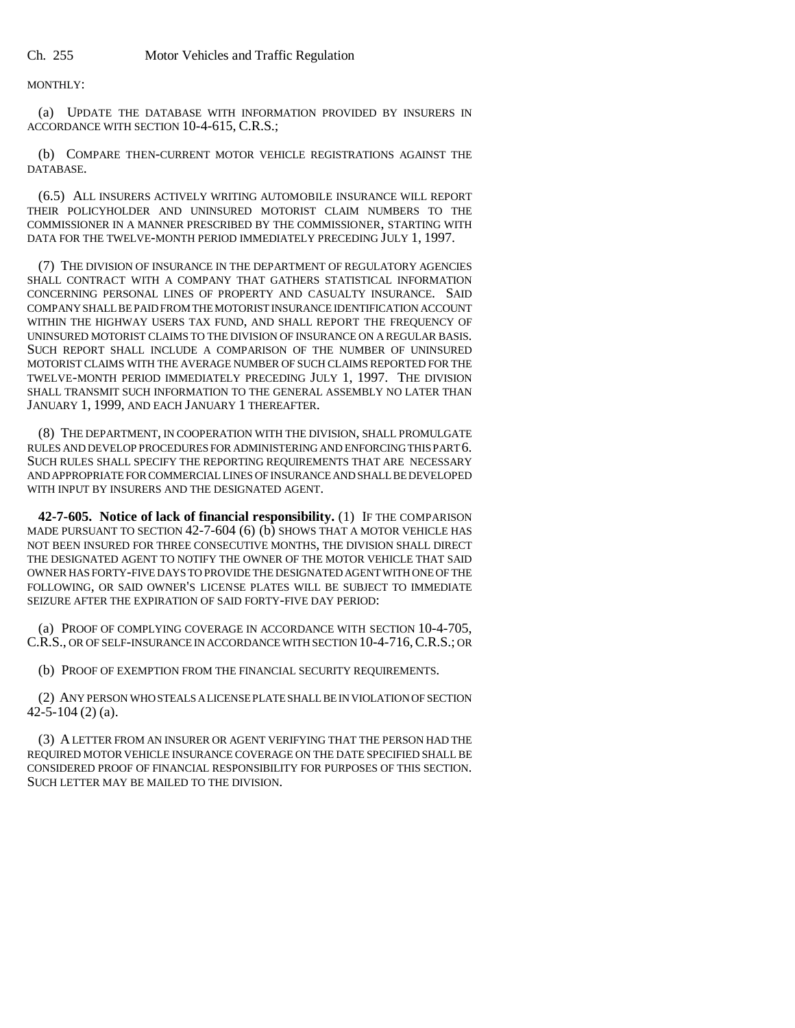MONTHLY:

(a) UPDATE THE DATABASE WITH INFORMATION PROVIDED BY INSURERS IN ACCORDANCE WITH SECTION 10-4-615, C.R.S.;

(b) COMPARE THEN-CURRENT MOTOR VEHICLE REGISTRATIONS AGAINST THE DATABASE.

(6.5) ALL INSURERS ACTIVELY WRITING AUTOMOBILE INSURANCE WILL REPORT THEIR POLICYHOLDER AND UNINSURED MOTORIST CLAIM NUMBERS TO THE COMMISSIONER IN A MANNER PRESCRIBED BY THE COMMISSIONER, STARTING WITH DATA FOR THE TWELVE-MONTH PERIOD IMMEDIATELY PRECEDING JULY 1, 1997.

(7) THE DIVISION OF INSURANCE IN THE DEPARTMENT OF REGULATORY AGENCIES SHALL CONTRACT WITH A COMPANY THAT GATHERS STATISTICAL INFORMATION CONCERNING PERSONAL LINES OF PROPERTY AND CASUALTY INSURANCE. SAID COMPANY SHALL BE PAID FROM THE MOTORIST INSURANCE IDENTIFICATION ACCOUNT WITHIN THE HIGHWAY USERS TAX FUND, AND SHALL REPORT THE FREQUENCY OF UNINSURED MOTORIST CLAIMS TO THE DIVISION OF INSURANCE ON A REGULAR BASIS. SUCH REPORT SHALL INCLUDE A COMPARISON OF THE NUMBER OF UNINSURED MOTORIST CLAIMS WITH THE AVERAGE NUMBER OF SUCH CLAIMS REPORTED FOR THE TWELVE-MONTH PERIOD IMMEDIATELY PRECEDING JULY 1, 1997. THE DIVISION SHALL TRANSMIT SUCH INFORMATION TO THE GENERAL ASSEMBLY NO LATER THAN JANUARY 1, 1999, AND EACH JANUARY 1 THEREAFTER.

(8) THE DEPARTMENT, IN COOPERATION WITH THE DIVISION, SHALL PROMULGATE RULES AND DEVELOP PROCEDURES FOR ADMINISTERING AND ENFORCING THIS PART 6. SUCH RULES SHALL SPECIFY THE REPORTING REQUIREMENTS THAT ARE NECESSARY AND APPROPRIATE FOR COMMERCIAL LINES OF INSURANCE AND SHALL BE DEVELOPED WITH INPUT BY INSURERS AND THE DESIGNATED AGENT.

**42-7-605. Notice of lack of financial responsibility.** (1) IF THE COMPARISON MADE PURSUANT TO SECTION 42-7-604 (6) (b) SHOWS THAT A MOTOR VEHICLE HAS NOT BEEN INSURED FOR THREE CONSECUTIVE MONTHS, THE DIVISION SHALL DIRECT THE DESIGNATED AGENT TO NOTIFY THE OWNER OF THE MOTOR VEHICLE THAT SAID OWNER HAS FORTY-FIVE DAYS TO PROVIDE THE DESIGNATED AGENT WITH ONE OF THE FOLLOWING, OR SAID OWNER'S LICENSE PLATES WILL BE SUBJECT TO IMMEDIATE SEIZURE AFTER THE EXPIRATION OF SAID FORTY-FIVE DAY PERIOD:

(a) PROOF OF COMPLYING COVERAGE IN ACCORDANCE WITH SECTION 10-4-705, C.R.S., OR OF SELF-INSURANCE IN ACCORDANCE WITH SECTION 10-4-716, C.R.S.; OR

(b) PROOF OF EXEMPTION FROM THE FINANCIAL SECURITY REQUIREMENTS.

(2) ANY PERSON WHO STEALS A LICENSE PLATE SHALL BE IN VIOLATION OF SECTION 42-5-104 (2) (a).

(3) A LETTER FROM AN INSURER OR AGENT VERIFYING THAT THE PERSON HAD THE REQUIRED MOTOR VEHICLE INSURANCE COVERAGE ON THE DATE SPECIFIED SHALL BE CONSIDERED PROOF OF FINANCIAL RESPONSIBILITY FOR PURPOSES OF THIS SECTION. SUCH LETTER MAY BE MAILED TO THE DIVISION.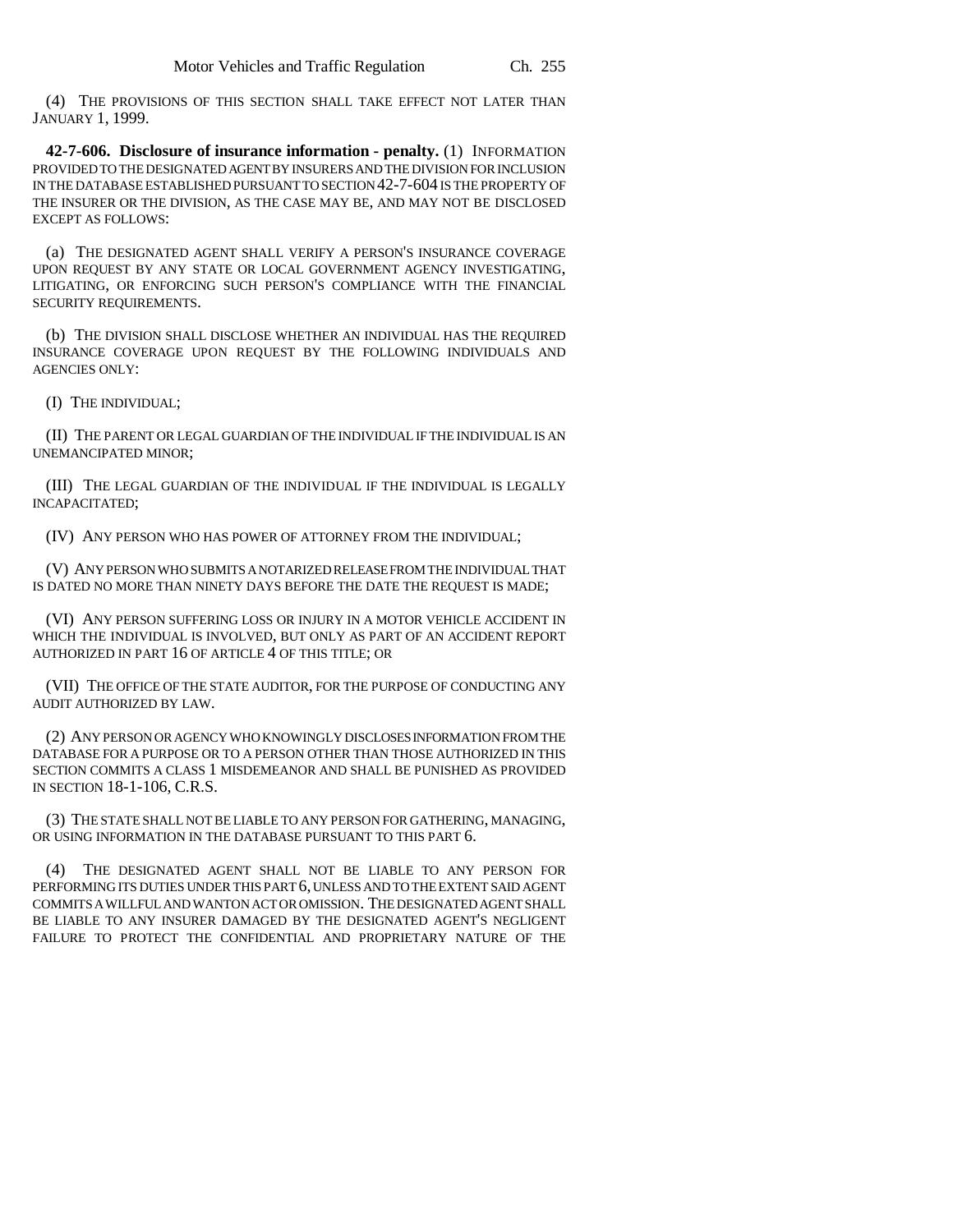(4) THE PROVISIONS OF THIS SECTION SHALL TAKE EFFECT NOT LATER THAN JANUARY 1, 1999.

**42-7-606. Disclosure of insurance information - penalty.** (1) INFORMATION PROVIDED TO THE DESIGNATED AGENT BY INSURERS AND THE DIVISION FOR INCLUSION IN THE DATABASE ESTABLISHED PURSUANT TO SECTION 42-7-604 IS THE PROPERTY OF THE INSURER OR THE DIVISION, AS THE CASE MAY BE, AND MAY NOT BE DISCLOSED EXCEPT AS FOLLOWS:

(a) THE DESIGNATED AGENT SHALL VERIFY A PERSON'S INSURANCE COVERAGE UPON REQUEST BY ANY STATE OR LOCAL GOVERNMENT AGENCY INVESTIGATING, LITIGATING, OR ENFORCING SUCH PERSON'S COMPLIANCE WITH THE FINANCIAL SECURITY REQUIREMENTS.

(b) THE DIVISION SHALL DISCLOSE WHETHER AN INDIVIDUAL HAS THE REQUIRED INSURANCE COVERAGE UPON REQUEST BY THE FOLLOWING INDIVIDUALS AND AGENCIES ONLY:

(I) THE INDIVIDUAL;

(II) THE PARENT OR LEGAL GUARDIAN OF THE INDIVIDUAL IF THE INDIVIDUAL IS AN UNEMANCIPATED MINOR;

(III) THE LEGAL GUARDIAN OF THE INDIVIDUAL IF THE INDIVIDUAL IS LEGALLY INCAPACITATED;

(IV) ANY PERSON WHO HAS POWER OF ATTORNEY FROM THE INDIVIDUAL;

(V) ANY PERSON WHO SUBMITS A NOTARIZED RELEASE FROM THE INDIVIDUAL THAT IS DATED NO MORE THAN NINETY DAYS BEFORE THE DATE THE REQUEST IS MADE;

(VI) ANY PERSON SUFFERING LOSS OR INJURY IN A MOTOR VEHICLE ACCIDENT IN WHICH THE INDIVIDUAL IS INVOLVED, BUT ONLY AS PART OF AN ACCIDENT REPORT AUTHORIZED IN PART 16 OF ARTICLE 4 OF THIS TITLE; OR

(VII) THE OFFICE OF THE STATE AUDITOR, FOR THE PURPOSE OF CONDUCTING ANY AUDIT AUTHORIZED BY LAW.

(2) ANY PERSON OR AGENCY WHO KNOWINGLY DISCLOSES INFORMATION FROM THE DATABASE FOR A PURPOSE OR TO A PERSON OTHER THAN THOSE AUTHORIZED IN THIS SECTION COMMITS A CLASS 1 MISDEMEANOR AND SHALL BE PUNISHED AS PROVIDED IN SECTION 18-1-106, C.R.S.

(3) THE STATE SHALL NOT BE LIABLE TO ANY PERSON FOR GATHERING, MANAGING, OR USING INFORMATION IN THE DATABASE PURSUANT TO THIS PART 6.

(4) THE DESIGNATED AGENT SHALL NOT BE LIABLE TO ANY PERSON FOR PERFORMING ITS DUTIES UNDER THIS PART 6, UNLESS AND TO THE EXTENT SAID AGENT COMMITS A WILLFUL AND WANTON ACT OR OMISSION. THE DESIGNATED AGENT SHALL BE LIABLE TO ANY INSURER DAMAGED BY THE DESIGNATED AGENT'S NEGLIGENT FAILURE TO PROTECT THE CONFIDENTIAL AND PROPRIETARY NATURE OF THE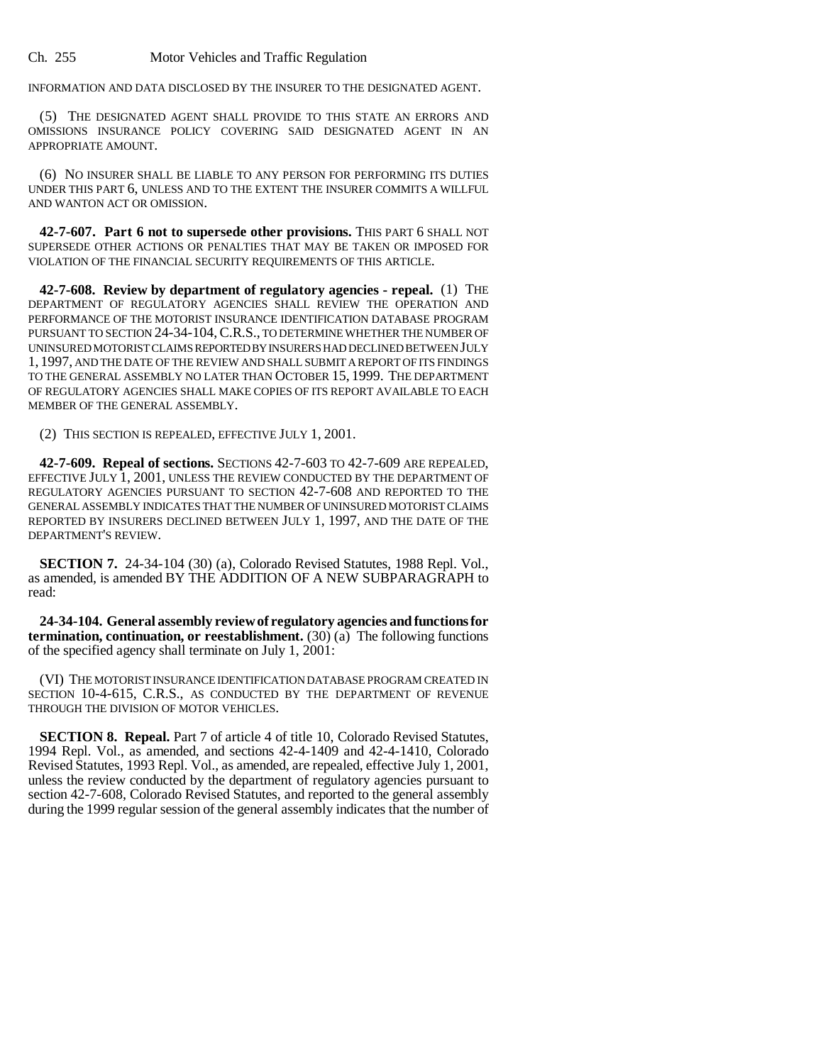INFORMATION AND DATA DISCLOSED BY THE INSURER TO THE DESIGNATED AGENT.

(5) THE DESIGNATED AGENT SHALL PROVIDE TO THIS STATE AN ERRORS AND OMISSIONS INSURANCE POLICY COVERING SAID DESIGNATED AGENT IN AN APPROPRIATE AMOUNT.

(6) NO INSURER SHALL BE LIABLE TO ANY PERSON FOR PERFORMING ITS DUTIES UNDER THIS PART 6, UNLESS AND TO THE EXTENT THE INSURER COMMITS A WILLFUL AND WANTON ACT OR OMISSION.

**42-7-607. Part 6 not to supersede other provisions.** THIS PART 6 SHALL NOT SUPERSEDE OTHER ACTIONS OR PENALTIES THAT MAY BE TAKEN OR IMPOSED FOR VIOLATION OF THE FINANCIAL SECURITY REQUIREMENTS OF THIS ARTICLE.

**42-7-608. Review by department of regulatory agencies - repeal.** (1) THE DEPARTMENT OF REGULATORY AGENCIES SHALL REVIEW THE OPERATION AND PERFORMANCE OF THE MOTORIST INSURANCE IDENTIFICATION DATABASE PROGRAM PURSUANT TO SECTION 24-34-104, C.R.S., TO DETERMINE WHETHER THE NUMBER OF UNINSURED MOTORIST CLAIMS REPORTED BY INSURERS HAD DECLINED BETWEEN JULY 1, 1997, AND THE DATE OF THE REVIEW AND SHALL SUBMIT A REPORT OF ITS FINDINGS TO THE GENERAL ASSEMBLY NO LATER THAN OCTOBER 15, 1999. THE DEPARTMENT OF REGULATORY AGENCIES SHALL MAKE COPIES OF ITS REPORT AVAILABLE TO EACH MEMBER OF THE GENERAL ASSEMBLY.

(2) THIS SECTION IS REPEALED, EFFECTIVE JULY 1, 2001.

**42-7-609. Repeal of sections.** SECTIONS 42-7-603 TO 42-7-609 ARE REPEALED, EFFECTIVE JULY 1, 2001, UNLESS THE REVIEW CONDUCTED BY THE DEPARTMENT OF REGULATORY AGENCIES PURSUANT TO SECTION 42-7-608 AND REPORTED TO THE GENERAL ASSEMBLY INDICATES THAT THE NUMBER OF UNINSURED MOTORIST CLAIMS REPORTED BY INSURERS DECLINED BETWEEN JULY 1, 1997, AND THE DATE OF THE DEPARTMENT'S REVIEW.

**SECTION 7.** 24-34-104 (30) (a), Colorado Revised Statutes, 1988 Repl. Vol., as amended, is amended BY THE ADDITION OF A NEW SUBPARAGRAPH to read:

**24-34-104. General assembly review of regulatory agencies and functions for termination, continuation, or reestablishment.** (30) (a) The following functions of the specified agency shall terminate on July 1, 2001:

(VI) THE MOTORIST INSURANCE IDENTIFICATION DATABASE PROGRAM CREATED IN SECTION 10-4-615, C.R.S., AS CONDUCTED BY THE DEPARTMENT OF REVENUE THROUGH THE DIVISION OF MOTOR VEHICLES.

**SECTION 8. Repeal.** Part 7 of article 4 of title 10, Colorado Revised Statutes, 1994 Repl. Vol., as amended, and sections 42-4-1409 and 42-4-1410, Colorado Revised Statutes, 1993 Repl. Vol., as amended, are repealed, effective July 1, 2001, unless the review conducted by the department of regulatory agencies pursuant to section 42-7-608, Colorado Revised Statutes, and reported to the general assembly during the 1999 regular session of the general assembly indicates that the number of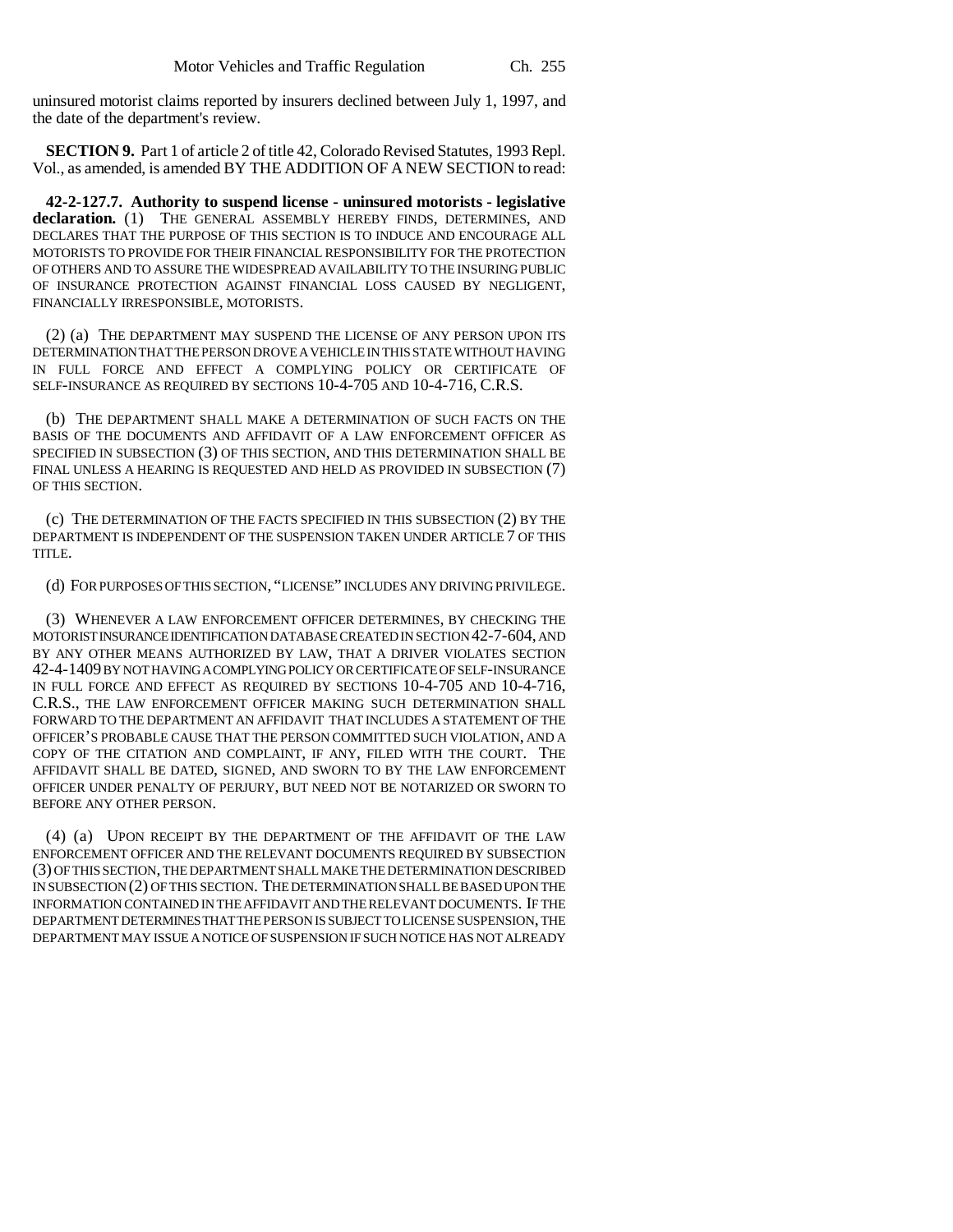uninsured motorist claims reported by insurers declined between July 1, 1997, and the date of the department's review.

**SECTION 9.** Part 1 of article 2 of title 42, Colorado Revised Statutes, 1993 Repl. Vol., as amended, is amended BY THE ADDITION OF A NEW SECTION to read:

**42-2-127.7. Authority to suspend license - uninsured motorists - legislative declaration.** (1) THE GENERAL ASSEMBLY HEREBY FINDS, DETERMINES, AND DECLARES THAT THE PURPOSE OF THIS SECTION IS TO INDUCE AND ENCOURAGE ALL MOTORISTS TO PROVIDE FOR THEIR FINANCIAL RESPONSIBILITY FOR THE PROTECTION OF OTHERS AND TO ASSURE THE WIDESPREAD AVAILABILITY TO THE INSURING PUBLIC OF INSURANCE PROTECTION AGAINST FINANCIAL LOSS CAUSED BY NEGLIGENT, FINANCIALLY IRRESPONSIBLE, MOTORISTS.

(2) (a) THE DEPARTMENT MAY SUSPEND THE LICENSE OF ANY PERSON UPON ITS DETERMINATION THAT THE PERSON DROVE A VEHICLE IN THIS STATE WITHOUT HAVING IN FULL FORCE AND EFFECT A COMPLYING POLICY OR CERTIFICATE OF SELF-INSURANCE AS REQUIRED BY SECTIONS 10-4-705 AND 10-4-716, C.R.S.

(b) THE DEPARTMENT SHALL MAKE A DETERMINATION OF SUCH FACTS ON THE BASIS OF THE DOCUMENTS AND AFFIDAVIT OF A LAW ENFORCEMENT OFFICER AS SPECIFIED IN SUBSECTION (3) OF THIS SECTION, AND THIS DETERMINATION SHALL BE FINAL UNLESS A HEARING IS REQUESTED AND HELD AS PROVIDED IN SUBSECTION (7) OF THIS SECTION.

(c) THE DETERMINATION OF THE FACTS SPECIFIED IN THIS SUBSECTION (2) BY THE DEPARTMENT IS INDEPENDENT OF THE SUSPENSION TAKEN UNDER ARTICLE 7 OF THIS TITLE.

(d) FOR PURPOSES OF THIS SECTION, "LICENSE" INCLUDES ANY DRIVING PRIVILEGE.

(3) WHENEVER A LAW ENFORCEMENT OFFICER DETERMINES, BY CHECKING THE MOTORIST INSURANCE IDENTIFICATION DATABASE CREATED IN SECTION 42-7-604, AND BY ANY OTHER MEANS AUTHORIZED BY LAW, THAT A DRIVER VIOLATES SECTION 42-4-1409 BY NOT HAVING A COMPLYING POLICY OR CERTIFICATE OF SELF-INSURANCE IN FULL FORCE AND EFFECT AS REQUIRED BY SECTIONS 10-4-705 AND 10-4-716, C.R.S., THE LAW ENFORCEMENT OFFICER MAKING SUCH DETERMINATION SHALL FORWARD TO THE DEPARTMENT AN AFFIDAVIT THAT INCLUDES A STATEMENT OF THE OFFICER'S PROBABLE CAUSE THAT THE PERSON COMMITTED SUCH VIOLATION, AND A COPY OF THE CITATION AND COMPLAINT, IF ANY, FILED WITH THE COURT. THE AFFIDAVIT SHALL BE DATED, SIGNED, AND SWORN TO BY THE LAW ENFORCEMENT OFFICER UNDER PENALTY OF PERJURY, BUT NEED NOT BE NOTARIZED OR SWORN TO BEFORE ANY OTHER PERSON.

(4) (a) UPON RECEIPT BY THE DEPARTMENT OF THE AFFIDAVIT OF THE LAW ENFORCEMENT OFFICER AND THE RELEVANT DOCUMENTS REQUIRED BY SUBSECTION (3) OF THIS SECTION, THE DEPARTMENT SHALL MAKE THE DETERMINATION DESCRIBED IN SUBSECTION (2) OF THIS SECTION. THE DETERMINATION SHALL BE BASED UPON THE INFORMATION CONTAINED IN THE AFFIDAVIT AND THE RELEVANT DOCUMENTS. IF THE DEPARTMENT DETERMINES THAT THE PERSON IS SUBJECT TO LICENSE SUSPENSION, THE DEPARTMENT MAY ISSUE A NOTICE OF SUSPENSION IF SUCH NOTICE HAS NOT ALREADY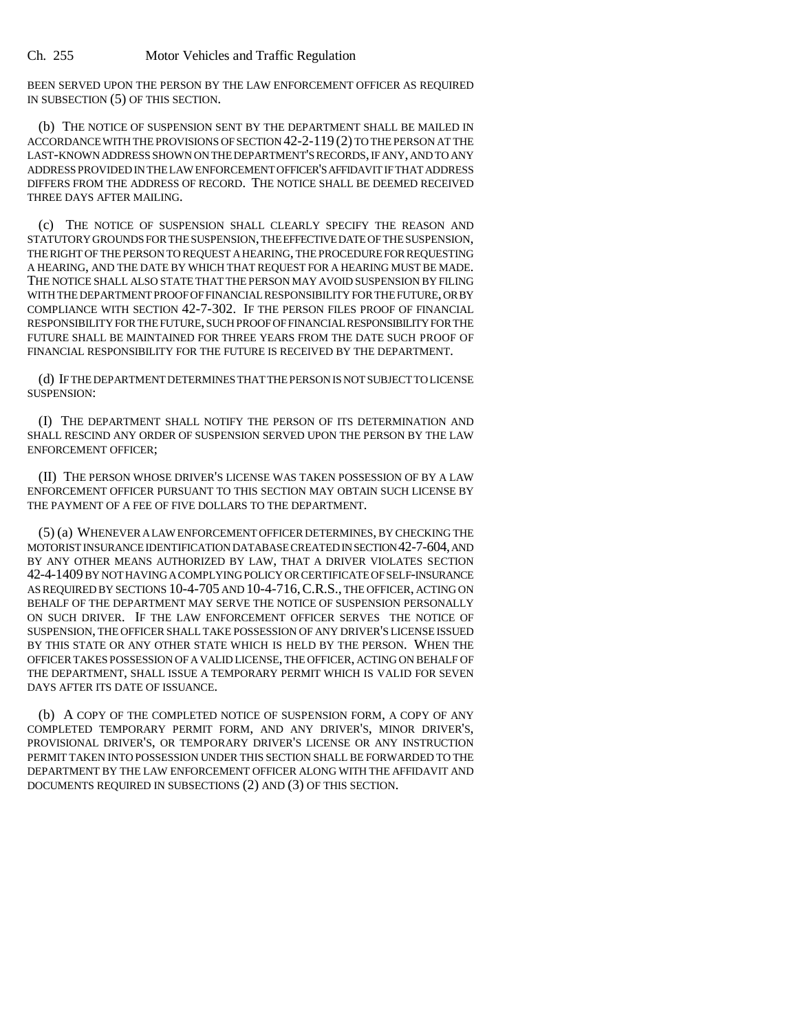BEEN SERVED UPON THE PERSON BY THE LAW ENFORCEMENT OFFICER AS REQUIRED IN SUBSECTION (5) OF THIS SECTION.

(b) THE NOTICE OF SUSPENSION SENT BY THE DEPARTMENT SHALL BE MAILED IN ACCORDANCE WITH THE PROVISIONS OF SECTION 42-2-119 (2) TO THE PERSON AT THE LAST-KNOWN ADDRESS SHOWN ON THE DEPARTMENT'S RECORDS, IF ANY, AND TO ANY ADDRESS PROVIDED IN THE LAW ENFORCEMENT OFFICER'S AFFIDAVIT IF THAT ADDRESS DIFFERS FROM THE ADDRESS OF RECORD. THE NOTICE SHALL BE DEEMED RECEIVED THREE DAYS AFTER MAILING.

(c) THE NOTICE OF SUSPENSION SHALL CLEARLY SPECIFY THE REASON AND STATUTORY GROUNDS FOR THE SUSPENSION, THE EFFECTIVE DATE OF THE SUSPENSION, THE RIGHT OF THE PERSON TO REQUEST A HEARING, THE PROCEDURE FOR REQUESTING A HEARING, AND THE DATE BY WHICH THAT REQUEST FOR A HEARING MUST BE MADE. THE NOTICE SHALL ALSO STATE THAT THE PERSON MAY AVOID SUSPENSION BY FILING WITH THE DEPARTMENT PROOF OF FINANCIAL RESPONSIBILITY FOR THE FUTURE, OR BY COMPLIANCE WITH SECTION 42-7-302. IF THE PERSON FILES PROOF OF FINANCIAL RESPONSIBILITY FOR THE FUTURE, SUCH PROOF OF FINANCIAL RESPONSIBILITY FOR THE FUTURE SHALL BE MAINTAINED FOR THREE YEARS FROM THE DATE SUCH PROOF OF FINANCIAL RESPONSIBILITY FOR THE FUTURE IS RECEIVED BY THE DEPARTMENT.

(d) IF THE DEPARTMENT DETERMINES THAT THE PERSON IS NOT SUBJECT TO LICENSE SUSPENSION:

(I) THE DEPARTMENT SHALL NOTIFY THE PERSON OF ITS DETERMINATION AND SHALL RESCIND ANY ORDER OF SUSPENSION SERVED UPON THE PERSON BY THE LAW ENFORCEMENT OFFICER;

(II) THE PERSON WHOSE DRIVER'S LICENSE WAS TAKEN POSSESSION OF BY A LAW ENFORCEMENT OFFICER PURSUANT TO THIS SECTION MAY OBTAIN SUCH LICENSE BY THE PAYMENT OF A FEE OF FIVE DOLLARS TO THE DEPARTMENT.

(5) (a) WHENEVER A LAW ENFORCEMENT OFFICER DETERMINES, BY CHECKING THE MOTORIST INSURANCE IDENTIFICATION DATABASE CREATED IN SECTION 42-7-604, AND BY ANY OTHER MEANS AUTHORIZED BY LAW, THAT A DRIVER VIOLATES SECTION 42-4-1409 BY NOT HAVING A COMPLYING POLICY OR CERTIFICATE OF SELF-INSURANCE AS REQUIRED BY SECTIONS 10-4-705 AND 10-4-716, C.R.S., THE OFFICER, ACTING ON BEHALF OF THE DEPARTMENT MAY SERVE THE NOTICE OF SUSPENSION PERSONALLY ON SUCH DRIVER. IF THE LAW ENFORCEMENT OFFICER SERVES THE NOTICE OF SUSPENSION, THE OFFICER SHALL TAKE POSSESSION OF ANY DRIVER'S LICENSE ISSUED BY THIS STATE OR ANY OTHER STATE WHICH IS HELD BY THE PERSON. WHEN THE OFFICER TAKES POSSESSION OF A VALID LICENSE, THE OFFICER, ACTING ON BEHALF OF THE DEPARTMENT, SHALL ISSUE A TEMPORARY PERMIT WHICH IS VALID FOR SEVEN DAYS AFTER ITS DATE OF ISSUANCE.

(b) A COPY OF THE COMPLETED NOTICE OF SUSPENSION FORM, A COPY OF ANY COMPLETED TEMPORARY PERMIT FORM, AND ANY DRIVER'S, MINOR DRIVER'S, PROVISIONAL DRIVER'S, OR TEMPORARY DRIVER'S LICENSE OR ANY INSTRUCTION PERMIT TAKEN INTO POSSESSION UNDER THIS SECTION SHALL BE FORWARDED TO THE DEPARTMENT BY THE LAW ENFORCEMENT OFFICER ALONG WITH THE AFFIDAVIT AND DOCUMENTS REQUIRED IN SUBSECTIONS (2) AND (3) OF THIS SECTION.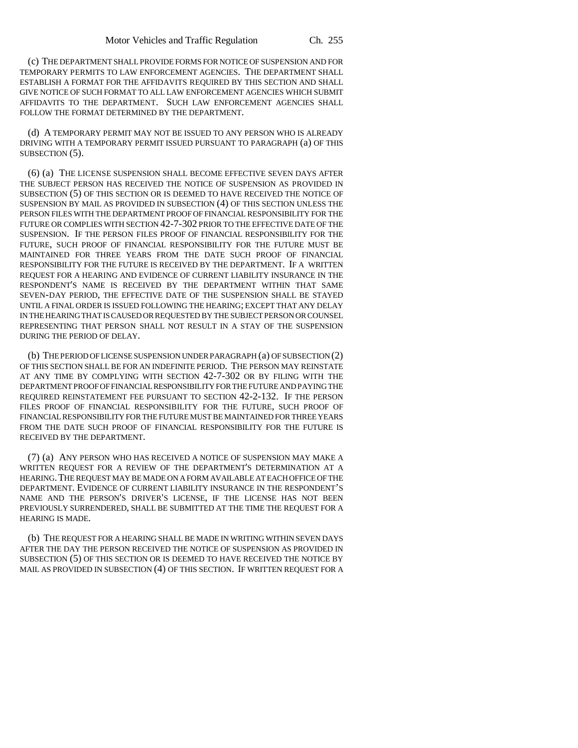(c) THE DEPARTMENT SHALL PROVIDE FORMS FOR NOTICE OF SUSPENSION AND FOR TEMPORARY PERMITS TO LAW ENFORCEMENT AGENCIES. THE DEPARTMENT SHALL ESTABLISH A FORMAT FOR THE AFFIDAVITS REQUIRED BY THIS SECTION AND SHALL GIVE NOTICE OF SUCH FORMAT TO ALL LAW ENFORCEMENT AGENCIES WHICH SUBMIT AFFIDAVITS TO THE DEPARTMENT. SUCH LAW ENFORCEMENT AGENCIES SHALL FOLLOW THE FORMAT DETERMINED BY THE DEPARTMENT.

(d) A TEMPORARY PERMIT MAY NOT BE ISSUED TO ANY PERSON WHO IS ALREADY DRIVING WITH A TEMPORARY PERMIT ISSUED PURSUANT TO PARAGRAPH (a) OF THIS SUBSECTION (5).

(6) (a) THE LICENSE SUSPENSION SHALL BECOME EFFECTIVE SEVEN DAYS AFTER THE SUBJECT PERSON HAS RECEIVED THE NOTICE OF SUSPENSION AS PROVIDED IN SUBSECTION (5) OF THIS SECTION OR IS DEEMED TO HAVE RECEIVED THE NOTICE OF SUSPENSION BY MAIL AS PROVIDED IN SUBSECTION (4) OF THIS SECTION UNLESS THE PERSON FILES WITH THE DEPARTMENT PROOF OF FINANCIAL RESPONSIBILITY FOR THE FUTURE OR COMPLIES WITH SECTION 42-7-302 PRIOR TO THE EFFECTIVE DATE OF THE SUSPENSION. IF THE PERSON FILES PROOF OF FINANCIAL RESPONSIBILITY FOR THE FUTURE, SUCH PROOF OF FINANCIAL RESPONSIBILITY FOR THE FUTURE MUST BE MAINTAINED FOR THREE YEARS FROM THE DATE SUCH PROOF OF FINANCIAL RESPONSIBILITY FOR THE FUTURE IS RECEIVED BY THE DEPARTMENT. IF A WRITTEN REQUEST FOR A HEARING AND EVIDENCE OF CURRENT LIABILITY INSURANCE IN THE RESPONDENT'S NAME IS RECEIVED BY THE DEPARTMENT WITHIN THAT SAME SEVEN-DAY PERIOD, THE EFFECTIVE DATE OF THE SUSPENSION SHALL BE STAYED UNTIL A FINAL ORDER IS ISSUED FOLLOWING THE HEARING; EXCEPT THAT ANY DELAY IN THE HEARING THAT IS CAUSED OR REQUESTED BY THE SUBJECT PERSON OR COUNSEL REPRESENTING THAT PERSON SHALL NOT RESULT IN A STAY OF THE SUSPENSION DURING THE PERIOD OF DELAY.

(b) THE PERIOD OF LICENSE SUSPENSION UNDER PARAGRAPH (a) OF SUBSECTION (2) OF THIS SECTION SHALL BE FOR AN INDEFINITE PERIOD. THE PERSON MAY REINSTATE AT ANY TIME BY COMPLYING WITH SECTION 42-7-302 OR BY FILING WITH THE DEPARTMENT PROOF OF FINANCIAL RESPONSIBILITY FOR THE FUTURE AND PAYING THE REQUIRED REINSTATEMENT FEE PURSUANT TO SECTION 42-2-132. IF THE PERSON FILES PROOF OF FINANCIAL RESPONSIBILITY FOR THE FUTURE, SUCH PROOF OF FINANCIAL RESPONSIBILITY FOR THE FUTURE MUST BE MAINTAINED FOR THREE YEARS FROM THE DATE SUCH PROOF OF FINANCIAL RESPONSIBILITY FOR THE FUTURE IS RECEIVED BY THE DEPARTMENT.

(7) (a) ANY PERSON WHO HAS RECEIVED A NOTICE OF SUSPENSION MAY MAKE A WRITTEN REQUEST FOR A REVIEW OF THE DEPARTMENT'S DETERMINATION AT A HEARING. THE REQUEST MAY BE MADE ON A FORM AVAILABLE AT EACH OFFICE OF THE DEPARTMENT. EVIDENCE OF CURRENT LIABILITY INSURANCE IN THE RESPONDENT'S NAME AND THE PERSON'S DRIVER'S LICENSE, IF THE LICENSE HAS NOT BEEN PREVIOUSLY SURRENDERED, SHALL BE SUBMITTED AT THE TIME THE REQUEST FOR A HEARING IS MADE.

(b) THE REQUEST FOR A HEARING SHALL BE MADE IN WRITING WITHIN SEVEN DAYS AFTER THE DAY THE PERSON RECEIVED THE NOTICE OF SUSPENSION AS PROVIDED IN SUBSECTION (5) OF THIS SECTION OR IS DEEMED TO HAVE RECEIVED THE NOTICE BY MAIL AS PROVIDED IN SUBSECTION (4) OF THIS SECTION. IF WRITTEN REQUEST FOR A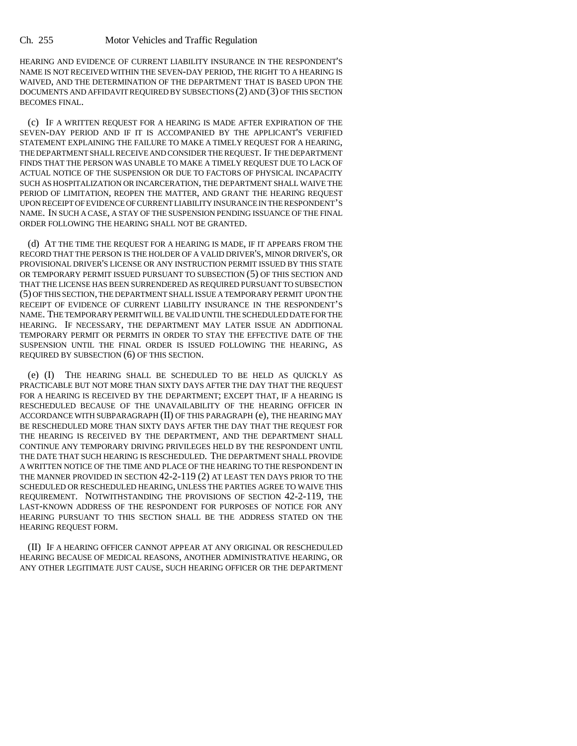HEARING AND EVIDENCE OF CURRENT LIABILITY INSURANCE IN THE RESPONDENT'S NAME IS NOT RECEIVED WITHIN THE SEVEN-DAY PERIOD, THE RIGHT TO A HEARING IS WAIVED, AND THE DETERMINATION OF THE DEPARTMENT THAT IS BASED UPON THE DOCUMENTS AND AFFIDAVIT REQUIRED BY SUBSECTIONS (2) AND (3) OF THIS SECTION BECOMES FINAL.

(c) IF A WRITTEN REQUEST FOR A HEARING IS MADE AFTER EXPIRATION OF THE SEVEN-DAY PERIOD AND IF IT IS ACCOMPANIED BY THE APPLICANT'S VERIFIED STATEMENT EXPLAINING THE FAILURE TO MAKE A TIMELY REQUEST FOR A HEARING, THE DEPARTMENT SHALL RECEIVE AND CONSIDER THE REQUEST. IF THE DEPARTMENT FINDS THAT THE PERSON WAS UNABLE TO MAKE A TIMELY REQUEST DUE TO LACK OF ACTUAL NOTICE OF THE SUSPENSION OR DUE TO FACTORS OF PHYSICAL INCAPACITY SUCH AS HOSPITALIZATION OR INCARCERATION, THE DEPARTMENT SHALL WAIVE THE PERIOD OF LIMITATION, REOPEN THE MATTER, AND GRANT THE HEARING REQUEST UPON RECEIPT OF EVIDENCE OF CURRENT LIABILITY INSURANCE IN THE RESPONDENT'S NAME. IN SUCH A CASE, A STAY OF THE SUSPENSION PENDING ISSUANCE OF THE FINAL ORDER FOLLOWING THE HEARING SHALL NOT BE GRANTED.

(d) AT THE TIME THE REQUEST FOR A HEARING IS MADE, IF IT APPEARS FROM THE RECORD THAT THE PERSON IS THE HOLDER OF A VALID DRIVER'S, MINOR DRIVER'S, OR PROVISIONAL DRIVER'S LICENSE OR ANY INSTRUCTION PERMIT ISSUED BY THIS STATE OR TEMPORARY PERMIT ISSUED PURSUANT TO SUBSECTION (5) OF THIS SECTION AND THAT THE LICENSE HAS BEEN SURRENDERED AS REQUIRED PURSUANT TO SUBSECTION (5) OF THIS SECTION, THE DEPARTMENT SHALL ISSUE A TEMPORARY PERMIT UPON THE RECEIPT OF EVIDENCE OF CURRENT LIABILITY INSURANCE IN THE RESPONDENT'S NAME. THE TEMPORARY PERMIT WILL BE VALID UNTIL THE SCHEDULED DATE FOR THE HEARING. IF NECESSARY, THE DEPARTMENT MAY LATER ISSUE AN ADDITIONAL TEMPORARY PERMIT OR PERMITS IN ORDER TO STAY THE EFFECTIVE DATE OF THE SUSPENSION UNTIL THE FINAL ORDER IS ISSUED FOLLOWING THE HEARING, AS REQUIRED BY SUBSECTION (6) OF THIS SECTION.

(e) (I) THE HEARING SHALL BE SCHEDULED TO BE HELD AS QUICKLY AS PRACTICABLE BUT NOT MORE THAN SIXTY DAYS AFTER THE DAY THAT THE REQUEST FOR A HEARING IS RECEIVED BY THE DEPARTMENT; EXCEPT THAT, IF A HEARING IS RESCHEDULED BECAUSE OF THE UNAVAILABILITY OF THE HEARING OFFICER IN ACCORDANCE WITH SUBPARAGRAPH (II) OF THIS PARAGRAPH (e), THE HEARING MAY BE RESCHEDULED MORE THAN SIXTY DAYS AFTER THE DAY THAT THE REQUEST FOR THE HEARING IS RECEIVED BY THE DEPARTMENT, AND THE DEPARTMENT SHALL CONTINUE ANY TEMPORARY DRIVING PRIVILEGES HELD BY THE RESPONDENT UNTIL THE DATE THAT SUCH HEARING IS RESCHEDULED. THE DEPARTMENT SHALL PROVIDE A WRITTEN NOTICE OF THE TIME AND PLACE OF THE HEARING TO THE RESPONDENT IN THE MANNER PROVIDED IN SECTION 42-2-119 (2) AT LEAST TEN DAYS PRIOR TO THE SCHEDULED OR RESCHEDULED HEARING, UNLESS THE PARTIES AGREE TO WAIVE THIS REQUIREMENT. NOTWITHSTANDING THE PROVISIONS OF SECTION 42-2-119, THE LAST-KNOWN ADDRESS OF THE RESPONDENT FOR PURPOSES OF NOTICE FOR ANY HEARING PURSUANT TO THIS SECTION SHALL BE THE ADDRESS STATED ON THE HEARING REQUEST FORM.

(II) IF A HEARING OFFICER CANNOT APPEAR AT ANY ORIGINAL OR RESCHEDULED HEARING BECAUSE OF MEDICAL REASONS, ANOTHER ADMINISTRATIVE HEARING, OR ANY OTHER LEGITIMATE JUST CAUSE, SUCH HEARING OFFICER OR THE DEPARTMENT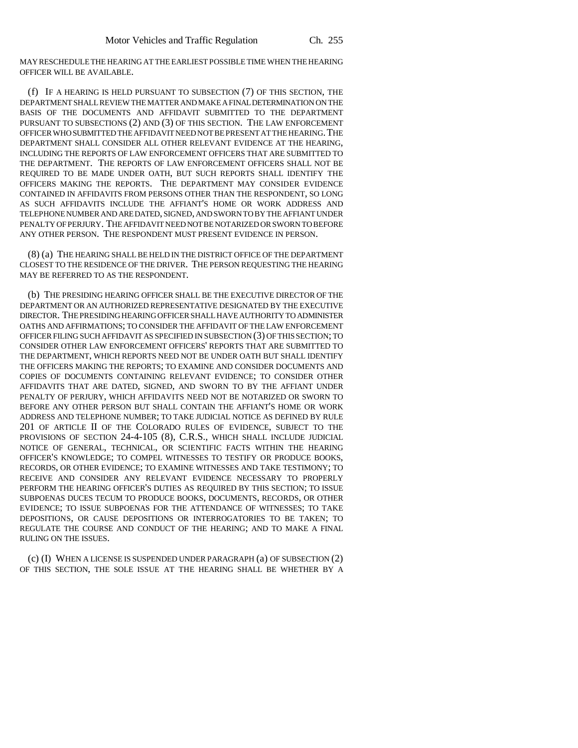MAY RESCHEDULE THE HEARING AT THE EARLIEST POSSIBLE TIME WHEN THE HEARING OFFICER WILL BE AVAILABLE.

(f) IF A HEARING IS HELD PURSUANT TO SUBSECTION (7) OF THIS SECTION, THE DEPARTMENT SHALL REVIEW THE MATTER AND MAKE A FINAL DETERMINATION ON THE BASIS OF THE DOCUMENTS AND AFFIDAVIT SUBMITTED TO THE DEPARTMENT PURSUANT TO SUBSECTIONS (2) AND (3) OF THIS SECTION. THE LAW ENFORCEMENT OFFICER WHO SUBMITTED THE AFFIDAVIT NEED NOT BE PRESENT AT THE HEARING. THE DEPARTMENT SHALL CONSIDER ALL OTHER RELEVANT EVIDENCE AT THE HEARING, INCLUDING THE REPORTS OF LAW ENFORCEMENT OFFICERS THAT ARE SUBMITTED TO THE DEPARTMENT. THE REPORTS OF LAW ENFORCEMENT OFFICERS SHALL NOT BE REQUIRED TO BE MADE UNDER OATH, BUT SUCH REPORTS SHALL IDENTIFY THE OFFICERS MAKING THE REPORTS. THE DEPARTMENT MAY CONSIDER EVIDENCE CONTAINED IN AFFIDAVITS FROM PERSONS OTHER THAN THE RESPONDENT, SO LONG AS SUCH AFFIDAVITS INCLUDE THE AFFIANT'S HOME OR WORK ADDRESS AND TELEPHONE NUMBER AND ARE DATED, SIGNED, AND SWORN TO BY THE AFFIANT UNDER PENALTY OF PERJURY. THE AFFIDAVIT NEED NOT BE NOTARIZED OR SWORN TO BEFORE ANY OTHER PERSON. THE RESPONDENT MUST PRESENT EVIDENCE IN PERSON.

(8) (a) THE HEARING SHALL BE HELD IN THE DISTRICT OFFICE OF THE DEPARTMENT CLOSEST TO THE RESIDENCE OF THE DRIVER. THE PERSON REQUESTING THE HEARING MAY BE REFERRED TO AS THE RESPONDENT.

(b) THE PRESIDING HEARING OFFICER SHALL BE THE EXECUTIVE DIRECTOR OF THE DEPARTMENT OR AN AUTHORIZED REPRESENTATIVE DESIGNATED BY THE EXECUTIVE DIRECTOR. THE PRESIDING HEARING OFFICER SHALL HAVE AUTHORITY TO ADMINISTER OATHS AND AFFIRMATIONS; TO CONSIDER THE AFFIDAVIT OF THE LAW ENFORCEMENT OFFICER FILING SUCH AFFIDAVIT AS SPECIFIED IN SUBSECTION (3) OF THIS SECTION; TO CONSIDER OTHER LAW ENFORCEMENT OFFICERS' REPORTS THAT ARE SUBMITTED TO THE DEPARTMENT, WHICH REPORTS NEED NOT BE UNDER OATH BUT SHALL IDENTIFY THE OFFICERS MAKING THE REPORTS; TO EXAMINE AND CONSIDER DOCUMENTS AND COPIES OF DOCUMENTS CONTAINING RELEVANT EVIDENCE; TO CONSIDER OTHER AFFIDAVITS THAT ARE DATED, SIGNED, AND SWORN TO BY THE AFFIANT UNDER PENALTY OF PERJURY, WHICH AFFIDAVITS NEED NOT BE NOTARIZED OR SWORN TO BEFORE ANY OTHER PERSON BUT SHALL CONTAIN THE AFFIANT'S HOME OR WORK ADDRESS AND TELEPHONE NUMBER; TO TAKE JUDICIAL NOTICE AS DEFINED BY RULE 201 OF ARTICLE II OF THE COLORADO RULES OF EVIDENCE, SUBJECT TO THE PROVISIONS OF SECTION 24-4-105 (8), C.R.S., WHICH SHALL INCLUDE JUDICIAL NOTICE OF GENERAL, TECHNICAL, OR SCIENTIFIC FACTS WITHIN THE HEARING OFFICER'S KNOWLEDGE; TO COMPEL WITNESSES TO TESTIFY OR PRODUCE BOOKS, RECORDS, OR OTHER EVIDENCE; TO EXAMINE WITNESSES AND TAKE TESTIMONY; TO RECEIVE AND CONSIDER ANY RELEVANT EVIDENCE NECESSARY TO PROPERLY PERFORM THE HEARING OFFICER'S DUTIES AS REQUIRED BY THIS SECTION; TO ISSUE SUBPOENAS DUCES TECUM TO PRODUCE BOOKS, DOCUMENTS, RECORDS, OR OTHER EVIDENCE; TO ISSUE SUBPOENAS FOR THE ATTENDANCE OF WITNESSES; TO TAKE DEPOSITIONS, OR CAUSE DEPOSITIONS OR INTERROGATORIES TO BE TAKEN; TO REGULATE THE COURSE AND CONDUCT OF THE HEARING; AND TO MAKE A FINAL RULING ON THE ISSUES.

(c) (I) WHEN A LICENSE IS SUSPENDED UNDER PARAGRAPH (a) OF SUBSECTION (2) OF THIS SECTION, THE SOLE ISSUE AT THE HEARING SHALL BE WHETHER BY A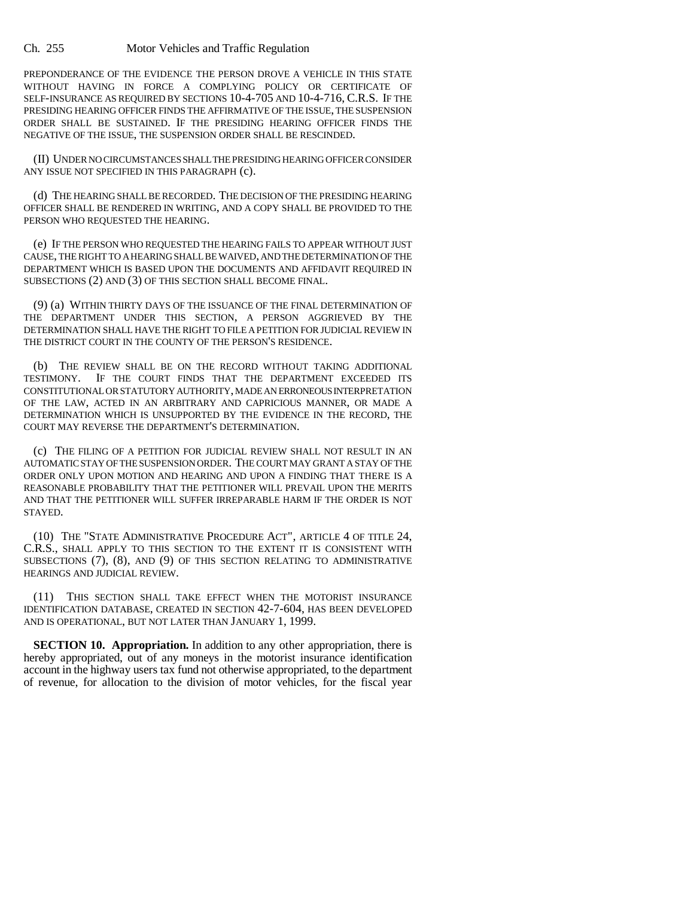PREPONDERANCE OF THE EVIDENCE THE PERSON DROVE A VEHICLE IN THIS STATE WITHOUT HAVING IN FORCE A COMPLYING POLICY OR CERTIFICATE OF SELF-INSURANCE AS REQUIRED BY SECTIONS 10-4-705 AND 10-4-716, C.R.S. IF THE PRESIDING HEARING OFFICER FINDS THE AFFIRMATIVE OF THE ISSUE, THE SUSPENSION ORDER SHALL BE SUSTAINED. IF THE PRESIDING HEARING OFFICER FINDS THE NEGATIVE OF THE ISSUE, THE SUSPENSION ORDER SHALL BE RESCINDED.

(II) UNDER NO CIRCUMSTANCES SHALL THE PRESIDING HEARING OFFICER CONSIDER ANY ISSUE NOT SPECIFIED IN THIS PARAGRAPH (c).

(d) THE HEARING SHALL BE RECORDED. THE DECISION OF THE PRESIDING HEARING OFFICER SHALL BE RENDERED IN WRITING, AND A COPY SHALL BE PROVIDED TO THE PERSON WHO REQUESTED THE HEARING.

(e) IF THE PERSON WHO REQUESTED THE HEARING FAILS TO APPEAR WITHOUT JUST CAUSE, THE RIGHT TO A HEARING SHALL BE WAIVED, AND THE DETERMINATION OF THE DEPARTMENT WHICH IS BASED UPON THE DOCUMENTS AND AFFIDAVIT REQUIRED IN SUBSECTIONS (2) AND (3) OF THIS SECTION SHALL BECOME FINAL.

(9) (a) WITHIN THIRTY DAYS OF THE ISSUANCE OF THE FINAL DETERMINATION OF THE DEPARTMENT UNDER THIS SECTION, A PERSON AGGRIEVED BY THE DETERMINATION SHALL HAVE THE RIGHT TO FILE A PETITION FOR JUDICIAL REVIEW IN THE DISTRICT COURT IN THE COUNTY OF THE PERSON'S RESIDENCE.

(b) THE REVIEW SHALL BE ON THE RECORD WITHOUT TAKING ADDITIONAL TESTIMONY. IF THE COURT FINDS THAT THE DEPARTMENT EXCEEDED ITS CONSTITUTIONAL OR STATUTORY AUTHORITY, MADE AN ERRONEOUS INTERPRETATION OF THE LAW, ACTED IN AN ARBITRARY AND CAPRICIOUS MANNER, OR MADE A DETERMINATION WHICH IS UNSUPPORTED BY THE EVIDENCE IN THE RECORD, THE COURT MAY REVERSE THE DEPARTMENT'S DETERMINATION.

(c) THE FILING OF A PETITION FOR JUDICIAL REVIEW SHALL NOT RESULT IN AN AUTOMATIC STAY OF THE SUSPENSION ORDER. THE COURT MAY GRANT A STAY OF THE ORDER ONLY UPON MOTION AND HEARING AND UPON A FINDING THAT THERE IS A REASONABLE PROBABILITY THAT THE PETITIONER WILL PREVAIL UPON THE MERITS AND THAT THE PETITIONER WILL SUFFER IRREPARABLE HARM IF THE ORDER IS NOT STAYED.

(10) THE "STATE ADMINISTRATIVE PROCEDURE ACT", ARTICLE 4 OF TITLE 24, C.R.S., SHALL APPLY TO THIS SECTION TO THE EXTENT IT IS CONSISTENT WITH SUBSECTIONS (7), (8), AND (9) OF THIS SECTION RELATING TO ADMINISTRATIVE HEARINGS AND JUDICIAL REVIEW.

(11) THIS SECTION SHALL TAKE EFFECT WHEN THE MOTORIST INSURANCE IDENTIFICATION DATABASE, CREATED IN SECTION 42-7-604, HAS BEEN DEVELOPED AND IS OPERATIONAL, BUT NOT LATER THAN JANUARY 1, 1999.

**SECTION 10. Appropriation.** In addition to any other appropriation, there is hereby appropriated, out of any moneys in the motorist insurance identification account in the highway users tax fund not otherwise appropriated, to the department of revenue, for allocation to the division of motor vehicles, for the fiscal year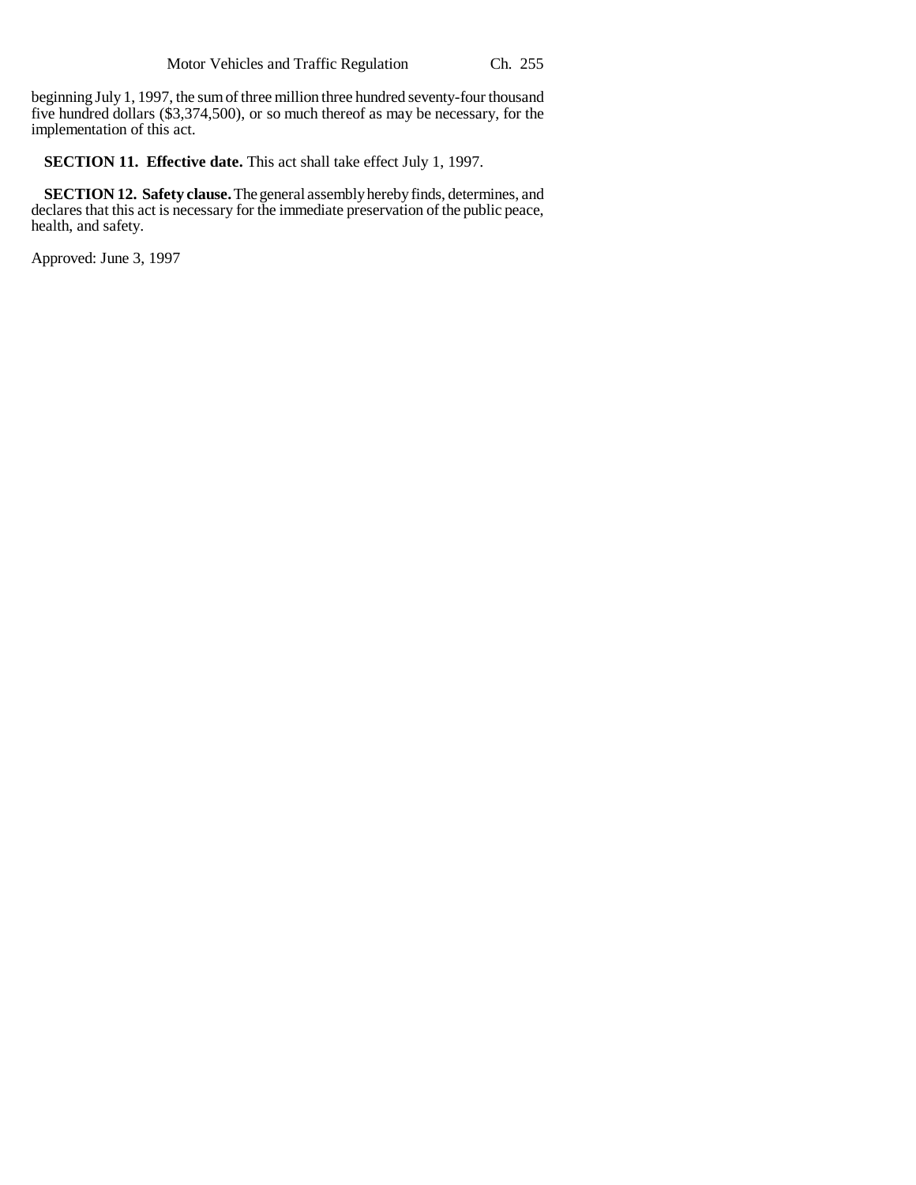beginning July 1, 1997, the sum of three million three hundred seventy-four thousand five hundred dollars ($3,374,500), or so much thereof as may be necessary, for the implementation of this act.

**SECTION 11. Effective date.** This act shall take effect July 1, 1997.

**SECTION 12. Safety clause.** The general assembly hereby finds, determines, and declares that this act is necessary for the immediate preservation of the public peace, health, and safety.

Approved: June 3, 1997